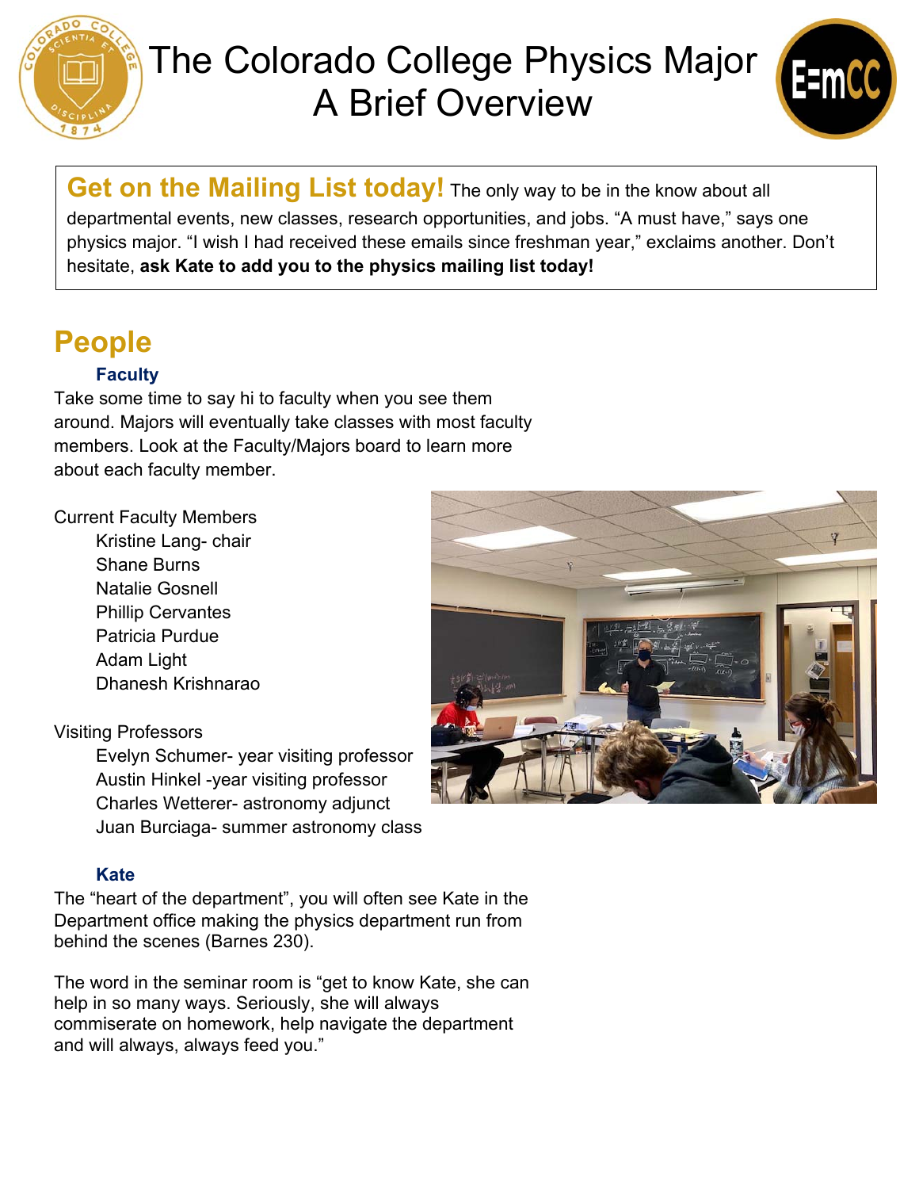# The Colorado College Physics Major
# A Brief Overview

**Get on the Mailing List today!** The only way to be in the know about all departmental events, new classes, research opportunities, and jobs. "A must have," says one physics major. "I wish I had received these emails since freshman year," exclaims another. Don't hesitate, **ask Kate to add you to the physics mailing list today!**

## People

### Faculty

Take some time to say hi to faculty when you see them around. Majors will eventually take classes with most faculty members. Look at the Faculty/Majors board to learn more about each faculty member.

Current Faculty Members

- Kristine Lang- chair
- Shane Burns
- Natalie Gosnell
- Phillip Cervantes
- Patricia Purdue
- Adam Light
- Dhanesh Krishnarao

Visiting Professors

- Evelyn Schumer- year visiting professor
- Austin Hinkel -year visiting professor
- Charles Wetterer- astronomy adjunct
- Juan Burciaga- summer astronomy class

### Kate

The "heart of the department", you will often see Kate in the Department office making the physics department run from behind the scenes (Barnes 230).

The word in the seminar room is "get to know Kate, she can help in so many ways. Seriously, she will always commiserate on homework, help navigate the department and will always, always feed you."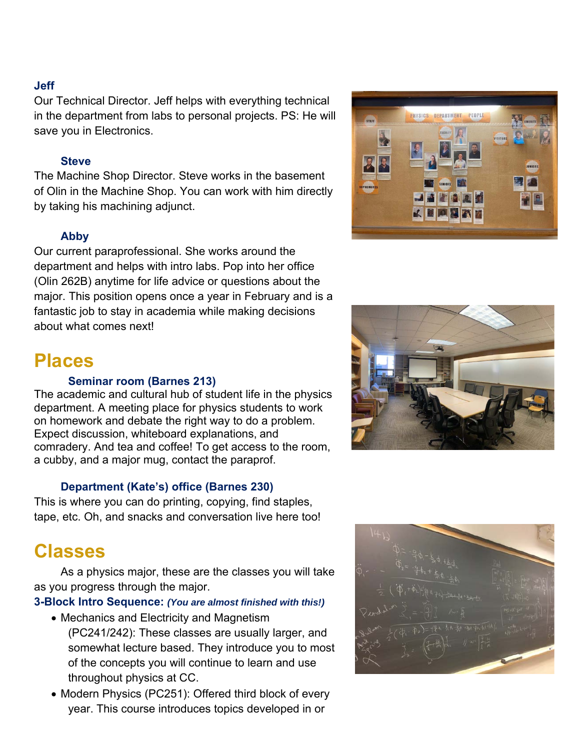### Jeff

Our Technical Director. Jeff helps with everything technical in the department from labs to personal projects. PS: He will save you in Electronics.

### Steve

The Machine Shop Director. Steve works in the basement of Olin in the Machine Shop. You can work with him directly by taking his machining adjunct.

### Abby

Our current paraprofessional. She works around the department and helps with intro labs. Pop into her office (Olin 262B) anytime for life advice or questions about the major. This position opens once a year in February and is a fantastic job to stay in academia while making decisions about what comes next!

## Places

### Seminar room (Barnes 213)

The academic and cultural hub of student life in the physics department. A meeting place for physics students to work on homework and debate the right way to do a problem. Expect discussion, whiteboard explanations, and comradery. And tea and coffee! To get access to the room, a cubby, and a major mug, contact the paraprof.

### Department (Kate's) office (Barnes 230)

This is where you can do printing, copying, find staples, tape, etc. Oh, and snacks and conversation live here too!

## Classes

As a physics major, these are the classes you will take as you progress through the major.

### 3-Block Intro Sequence: *(You are almost finished with this!)*

- Mechanics and Electricity and Magnetism (PC241/242): These classes are usually larger, and somewhat lecture based. They introduce you to most of the concepts you will continue to learn and use throughout physics at CC.
- Modern Physics (PC251): Offered third block of every year. This course introduces topics developed in or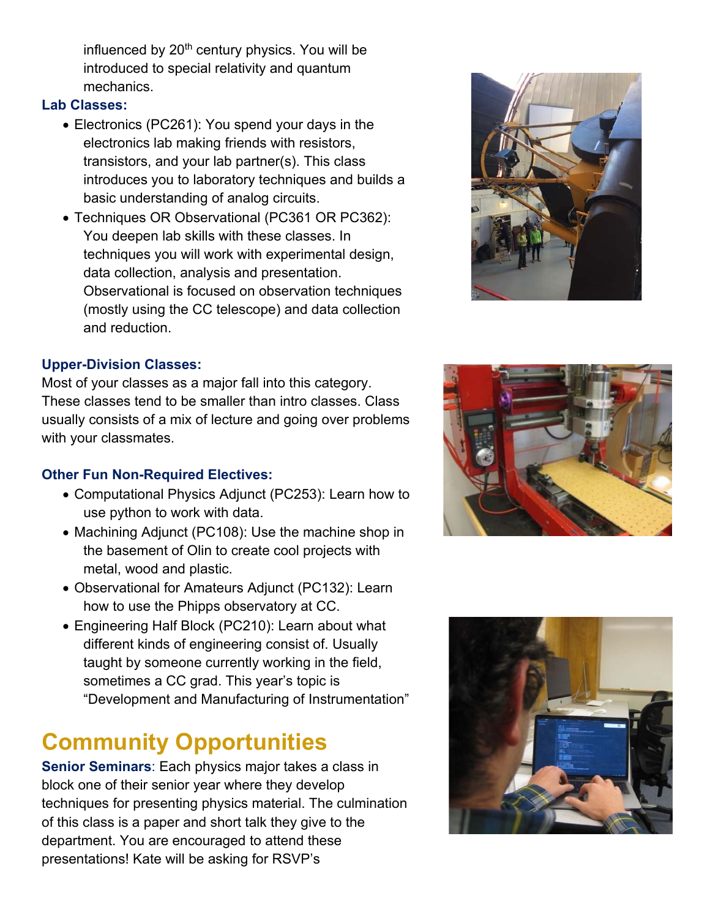influenced by 20th century physics. You will be introduced to special relativity and quantum mechanics.

**Lab Classes:**

- Electronics (PC261): You spend your days in the electronics lab making friends with resistors, transistors, and your lab partner(s). This class introduces you to laboratory techniques and builds a basic understanding of analog circuits.
- Techniques OR Observational (PC361 OR PC362): You deepen lab skills with these classes. In techniques you will work with experimental design, data collection, analysis and presentation. Observational is focused on observation techniques (mostly using the CC telescope) and data collection and reduction.

**Upper-Division Classes:**

Most of your classes as a major fall into this category. These classes tend to be smaller than intro classes. Class usually consists of a mix of lecture and going over problems with your classmates.

**Other Fun Non-Required Electives:**

- Computational Physics Adjunct (PC253): Learn how to use python to work with data.
- Machining Adjunct (PC108): Use the machine shop in the basement of Olin to create cool projects with metal, wood and plastic.
- Observational for Amateurs Adjunct (PC132): Learn how to use the Phipps observatory at CC.
- Engineering Half Block (PC210): Learn about what different kinds of engineering consist of. Usually taught by someone currently working in the field, sometimes a CC grad. This year's topic is "Development and Manufacturing of Instrumentation"

# Community Opportunities

**Senior Seminars**: Each physics major takes a class in block one of their senior year where they develop techniques for presenting physics material. The culmination of this class is a paper and short talk they give to the department. You are encouraged to attend these presentations! Kate will be asking for RSVP's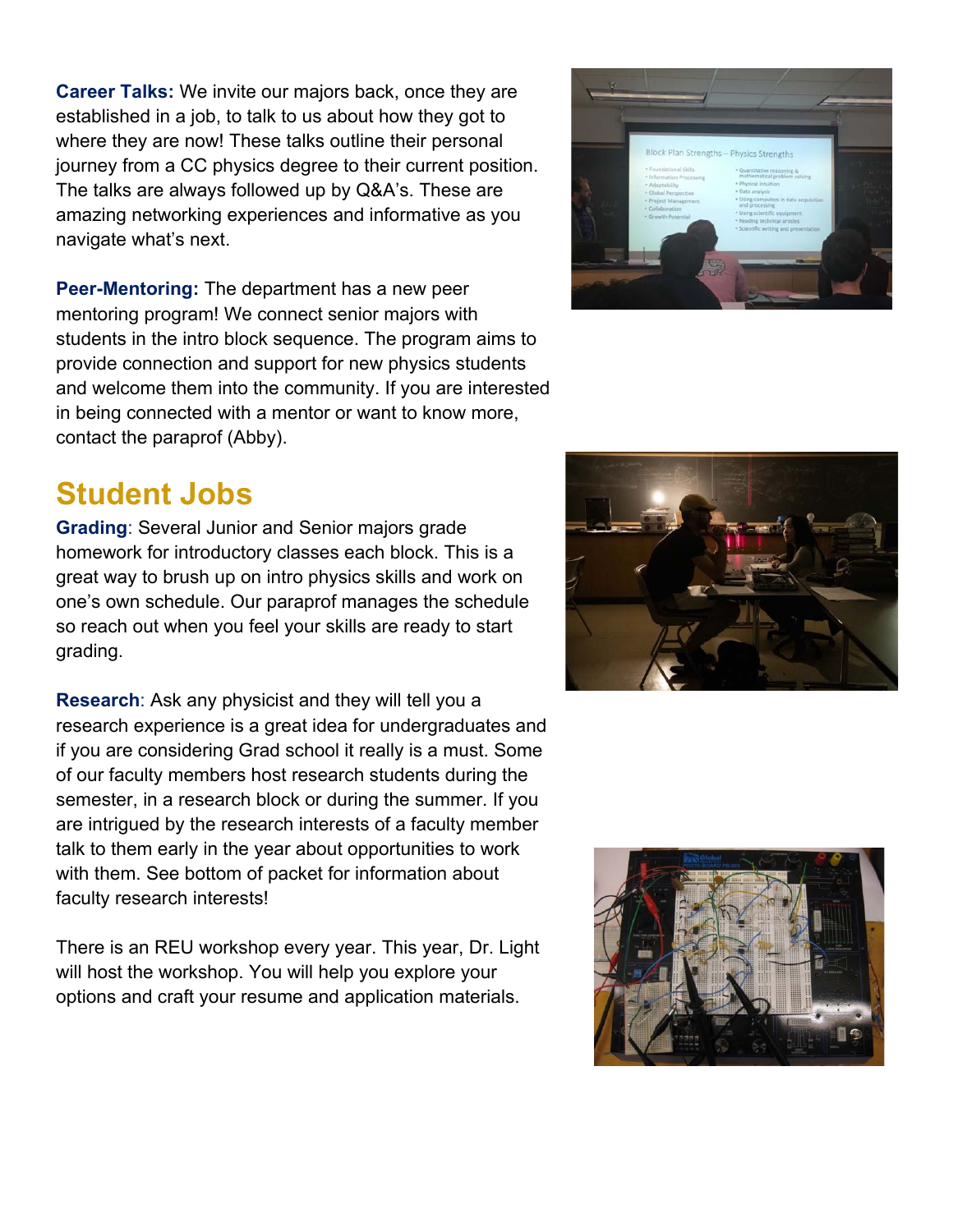**Career Talks:** We invite our majors back, once they are established in a job, to talk to us about how they got to where they are now! These talks outline their personal journey from a CC physics degree to their current position. The talks are always followed up by Q&A's. These are amazing networking experiences and informative as you navigate what's next.

**Peer-Mentoring:** The department has a new peer mentoring program! We connect senior majors with students in the intro block sequence. The program aims to provide connection and support for new physics students and welcome them into the community. If you are interested in being connected with a mentor or want to know more, contact the paraprof (Abby).

## Student Jobs

**Grading**: Several Junior and Senior majors grade homework for introductory classes each block. This is a great way to brush up on intro physics skills and work on one's own schedule. Our paraprof manages the schedule so reach out when you feel your skills are ready to start grading.

**Research**: Ask any physicist and they will tell you a research experience is a great idea for undergraduates and if you are considering Grad school it really is a must. Some of our faculty members host research students during the semester, in a research block or during the summer. If you are intrigued by the research interests of a faculty member talk to them early in the year about opportunities to work with them. See bottom of packet for information about faculty research interests!

There is an REU workshop every year. This year, Dr. Light will host the workshop. You will help you explore your options and craft your resume and application materials.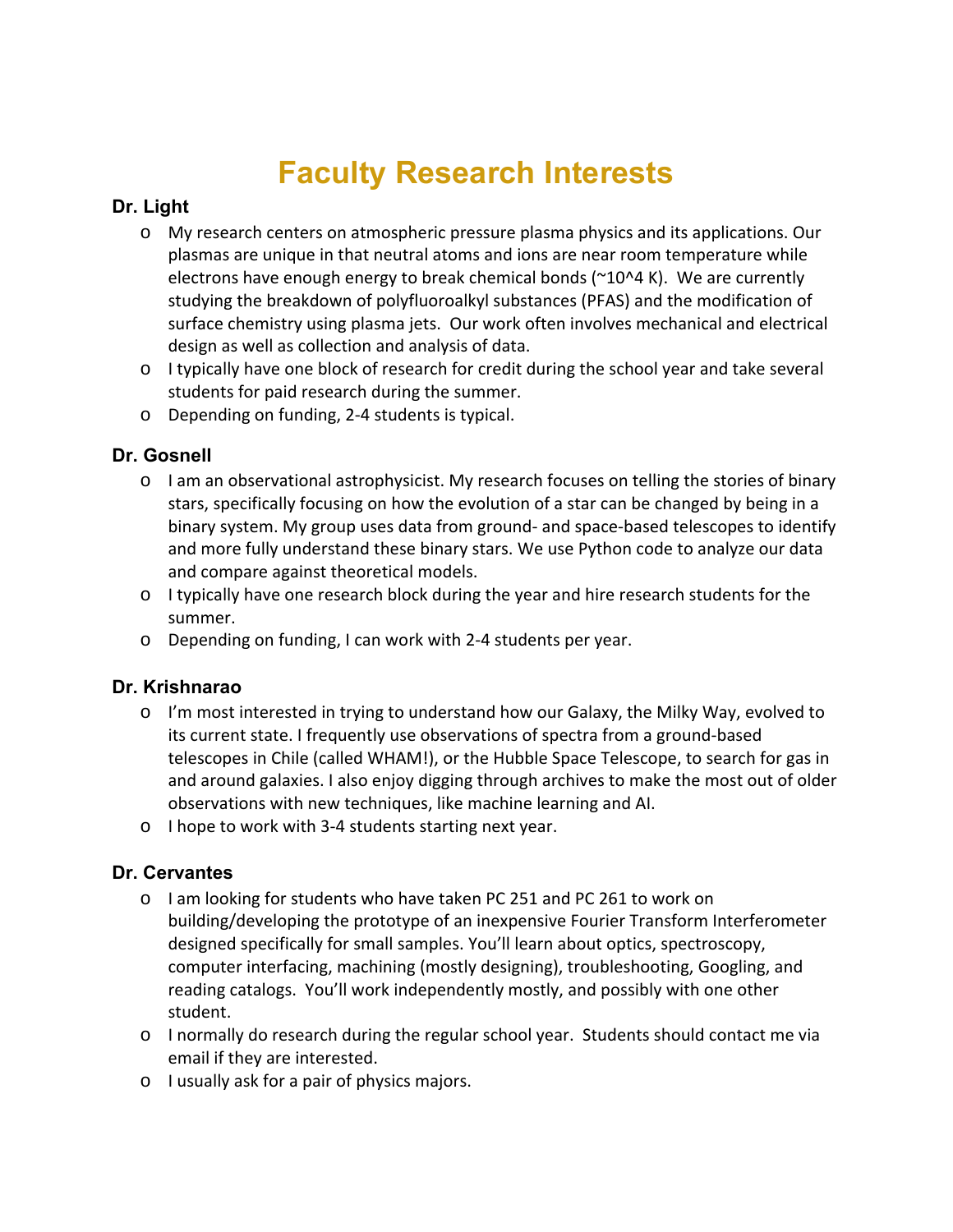# Faculty Research Interests

### Dr. Light

- My research centers on atmospheric pressure plasma physics and its applications. Our plasmas are unique in that neutral atoms and ions are near room temperature while electrons have enough energy to break chemical bonds (~10^4 K). We are currently studying the breakdown of polyfluoroalkyl substances (PFAS) and the modification of surface chemistry using plasma jets. Our work often involves mechanical and electrical design as well as collection and analysis of data.
- I typically have one block of research for credit during the school year and take several students for paid research during the summer.
- Depending on funding, 2-4 students is typical.

### Dr. Gosnell

- I am an observational astrophysicist. My research focuses on telling the stories of binary stars, specifically focusing on how the evolution of a star can be changed by being in a binary system. My group uses data from ground- and space-based telescopes to identify and more fully understand these binary stars. We use Python code to analyze our data and compare against theoretical models.
- I typically have one research block during the year and hire research students for the summer.
- Depending on funding, I can work with 2-4 students per year.

### Dr. Krishnarao

- I'm most interested in trying to understand how our Galaxy, the Milky Way, evolved to its current state. I frequently use observations of spectra from a ground-based telescopes in Chile (called WHAM!), or the Hubble Space Telescope, to search for gas in and around galaxies. I also enjoy digging through archives to make the most out of older observations with new techniques, like machine learning and AI.
- I hope to work with 3-4 students starting next year.

### Dr. Cervantes

- I am looking for students who have taken PC 251 and PC 261 to work on building/developing the prototype of an inexpensive Fourier Transform Interferometer designed specifically for small samples. You'll learn about optics, spectroscopy, computer interfacing, machining (mostly designing), troubleshooting, Googling, and reading catalogs. You'll work independently mostly, and possibly with one other student.
- I normally do research during the regular school year. Students should contact me via email if they are interested.
- I usually ask for a pair of physics majors.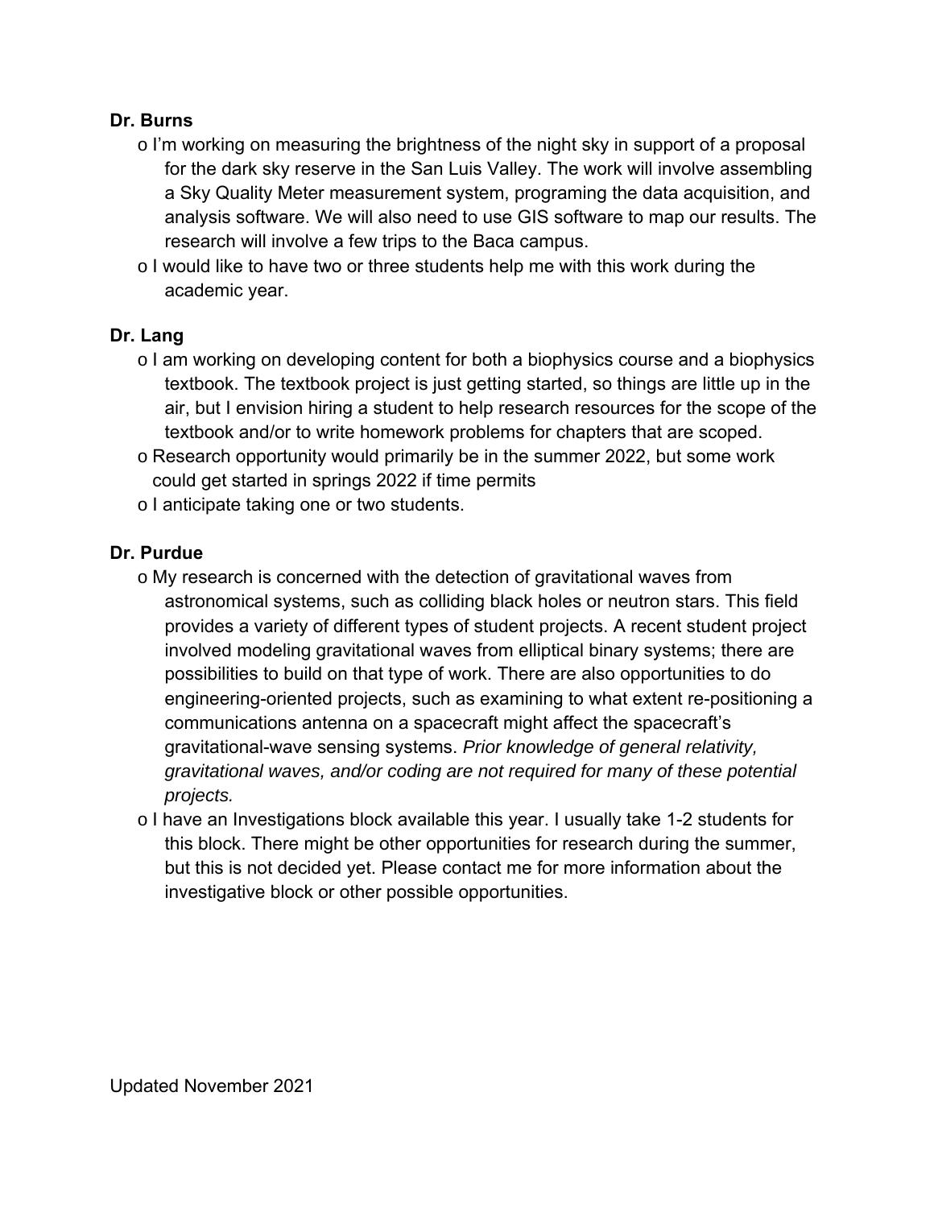**Dr. Burns**

- I'm working on measuring the brightness of the night sky in support of a proposal for the dark sky reserve in the San Luis Valley. The work will involve assembling a Sky Quality Meter measurement system, programing the data acquisition, and analysis software. We will also need to use GIS software to map our results. The research will involve a few trips to the Baca campus.
- I would like to have two or three students help me with this work during the academic year.

**Dr. Lang**

- I am working on developing content for both a biophysics course and a biophysics textbook. The textbook project is just getting started, so things are little up in the air, but I envision hiring a student to help research resources for the scope of the textbook and/or to write homework problems for chapters that are scoped.
- Research opportunity would primarily be in the summer 2022, but some work could get started in springs 2022 if time permits
- I anticipate taking one or two students.

**Dr. Purdue**

- My research is concerned with the detection of gravitational waves from astronomical systems, such as colliding black holes or neutron stars. This field provides a variety of different types of student projects. A recent student project involved modeling gravitational waves from elliptical binary systems; there are possibilities to build on that type of work. There are also opportunities to do engineering-oriented projects, such as examining to what extent re-positioning a communications antenna on a spacecraft might affect the spacecraft's gravitational-wave sensing systems. *Prior knowledge of general relativity, gravitational waves, and/or coding are not required for many of these potential projects.*
- I have an Investigations block available this year. I usually take 1-2 students for this block. There might be other opportunities for research during the summer, but this is not decided yet. Please contact me for more information about the investigative block or other possible opportunities.

Updated November 2021